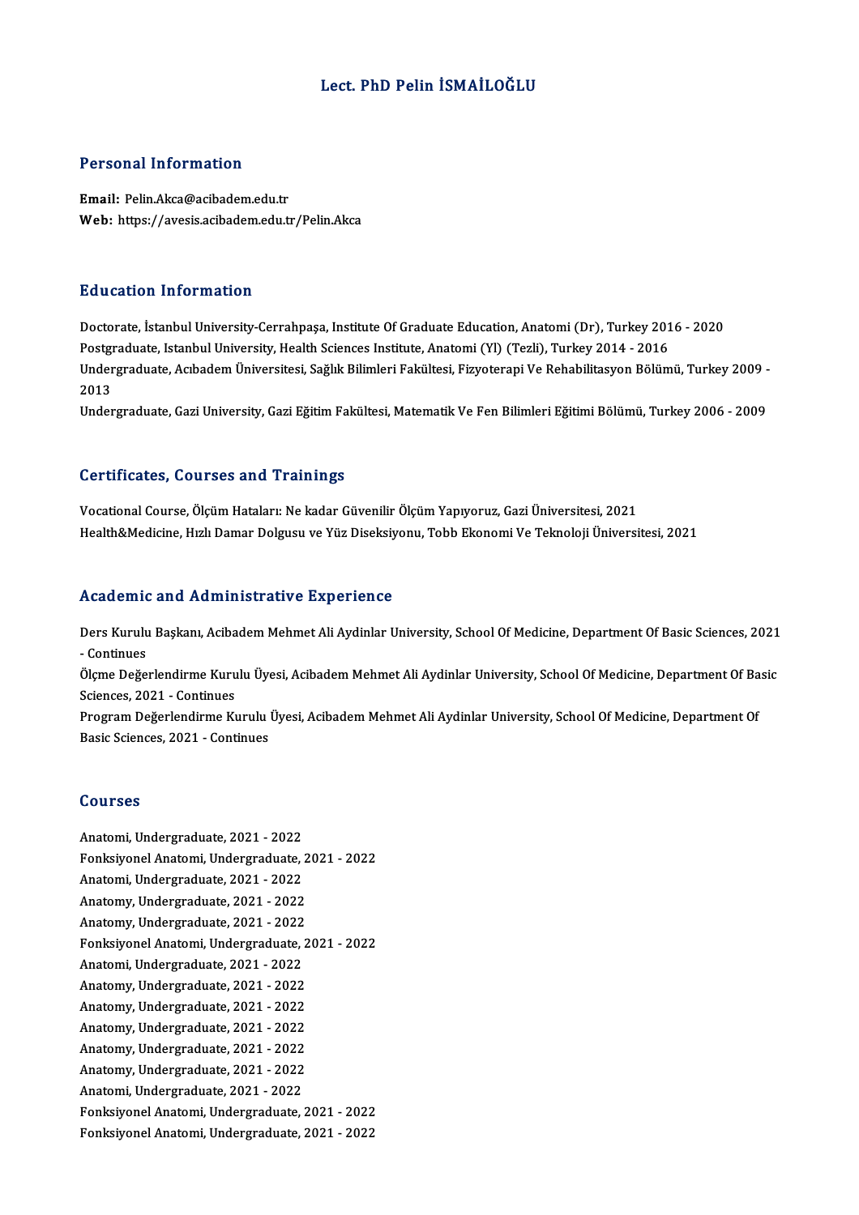# Lect. PhD Pelin İSMAİLOĞLU

## Personal Information

**Email:** Pelin.Akca@acibadem.edu.tr
**Web:** https://avesis.acibadem.edu.tr/Pelin.Akca

## Education Information

Doctorate, İstanbul University-Cerrahpaşa, Institute Of Graduate Education, Anatomi (Dr), Turkey 2016 - 2020
Postgraduate, Istanbul University, Health Sciences Institute, Anatomi (Yl) (Tezli), Turkey 2014 - 2016
Undergraduate, Acıbadem Üniversitesi, Sağlık Bilimleri Fakültesi, Fizyoterapi Ve Rehabilitasyon Bölümü, Turkey 2009 - 2013
Undergraduate, Gazi University, Gazi Eğitim Fakültesi, Matematik Ve Fen Bilimleri Eğitimi Bölümü, Turkey 2006 - 2009

## Certificates, Courses and Trainings

Vocational Course, Ölçüm Hataları: Ne kadar Güvenilir Ölçüm Yapıyoruz, Gazi Üniversitesi, 2021
Health&Medicine, Hızlı Damar Dolgusu ve Yüz Diseksiyonu, Tobb Ekonomi Ve Teknoloji Üniversitesi, 2021

## Academic and Administrative Experience

Ders Kurulu Başkanı, Acibadem Mehmet Ali Aydinlar University, School Of Medicine, Department Of Basic Sciences, 2021 - Continues
Ölçme Değerlendirme Kurulu Üyesi, Acibadem Mehmet Ali Aydinlar University, School Of Medicine, Department Of Basic Sciences, 2021 - Continues
Program Değerlendirme Kurulu Üyesi, Acibadem Mehmet Ali Aydinlar University, School Of Medicine, Department Of Basic Sciences, 2021 - Continues

## Courses

Anatomi, Undergraduate, 2021 - 2022
Fonksiyonel Anatomi, Undergraduate, 2021 - 2022
Anatomi, Undergraduate, 2021 - 2022
Anatomy, Undergraduate, 2021 - 2022
Anatomy, Undergraduate, 2021 - 2022
Fonksiyonel Anatomi, Undergraduate, 2021 - 2022
Anatomi, Undergraduate, 2021 - 2022
Anatomy, Undergraduate, 2021 - 2022
Anatomy, Undergraduate, 2021 - 2022
Anatomy, Undergraduate, 2021 - 2022
Anatomy, Undergraduate, 2021 - 2022
Anatomy, Undergraduate, 2021 - 2022
Anatomi, Undergraduate, 2021 - 2022
Fonksiyonel Anatomi, Undergraduate, 2021 - 2022
Fonksiyonel Anatomi, Undergraduate, 2021 - 2022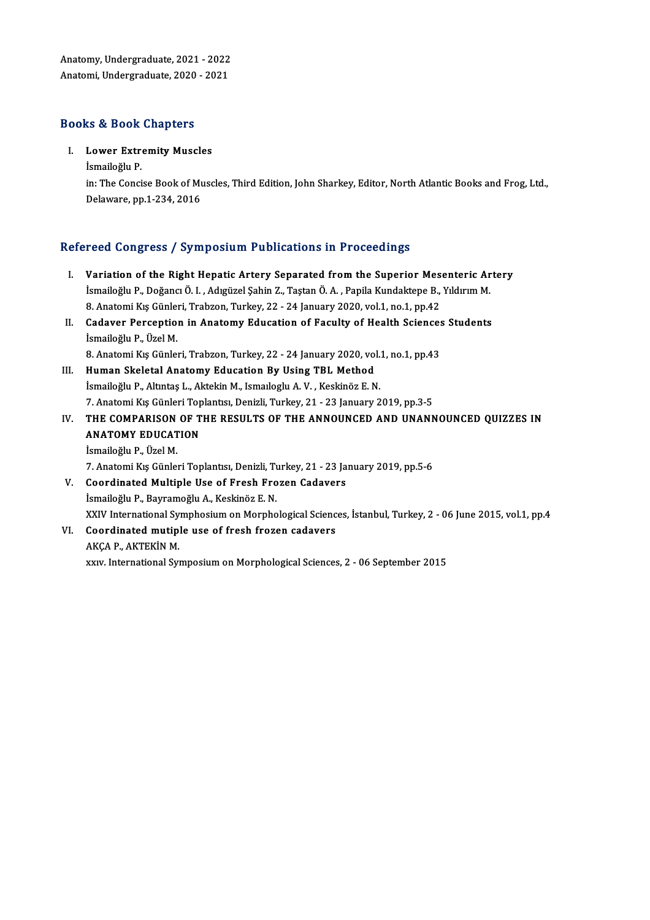Anatomy, Undergraduate, 2021 - 2022
Anatomi, Undergraduate, 2020 - 2021

## Books & Book Chapters

I. **Lower Extremity Muscles**
İsmailoğlu P.
in: The Concise Book of Muscles, Third Edition, John Sharkey, Editor, North Atlantic Books and Frog, Ltd., Delaware, pp.1-234, 2016

## Refereed Congress / Symposium Publications in Proceedings

I. **Variation of the Right Hepatic Artery Separated from the Superior Mesenteric Artery**
İsmailoğlu P., Doğancı Ö. I. , Adıgüzel Şahin Z., Taştan Ö. A. , Papila Kundaktepe B., Yıldırım M.
8. Anatomi Kış Günleri, Trabzon, Turkey, 22 - 24 January 2020, vol.1, no.1, pp.42

II. **Cadaver Perception in Anatomy Education of Faculty of Health Sciences Students**
İsmailoğlu P., Üzel M.
8. Anatomi Kış Günleri, Trabzon, Turkey, 22 - 24 January 2020, vol.1, no.1, pp.43

III. **Human Skeletal Anatomy Education By Using TBL Method**
İsmailoğlu P., Altıntaş L., Aktekin M., Ismaıloglu A. V. , Keskinöz E. N.
7. Anatomi Kış Günleri Toplantısı, Denizli, Turkey, 21 - 23 January 2019, pp.3-5

IV. **THE COMPARISON OF THE RESULTS OF THE ANNOUNCED AND UNANNOUNCED QUIZZES IN ANATOMY EDUCATION**
İsmailoğlu P., Üzel M.
7. Anatomi Kış Günleri Toplantısı, Denizli, Turkey, 21 - 23 January 2019, pp.5-6

V. **Coordinated Multiple Use of Fresh Frozen Cadavers**
İsmailoğlu P., Bayramoğlu A., Keskinöz E. N.
XXIV International Symphosium on Morphological Sciences, İstanbul, Turkey, 2 - 06 June 2015, vol.1, pp.4

VI. **Coordinated mutiple use of fresh frozen cadavers**
AKÇA P., AKTEKİN M.
xxıv. International Symposium on Morphological Sciences, 2 - 06 September 2015